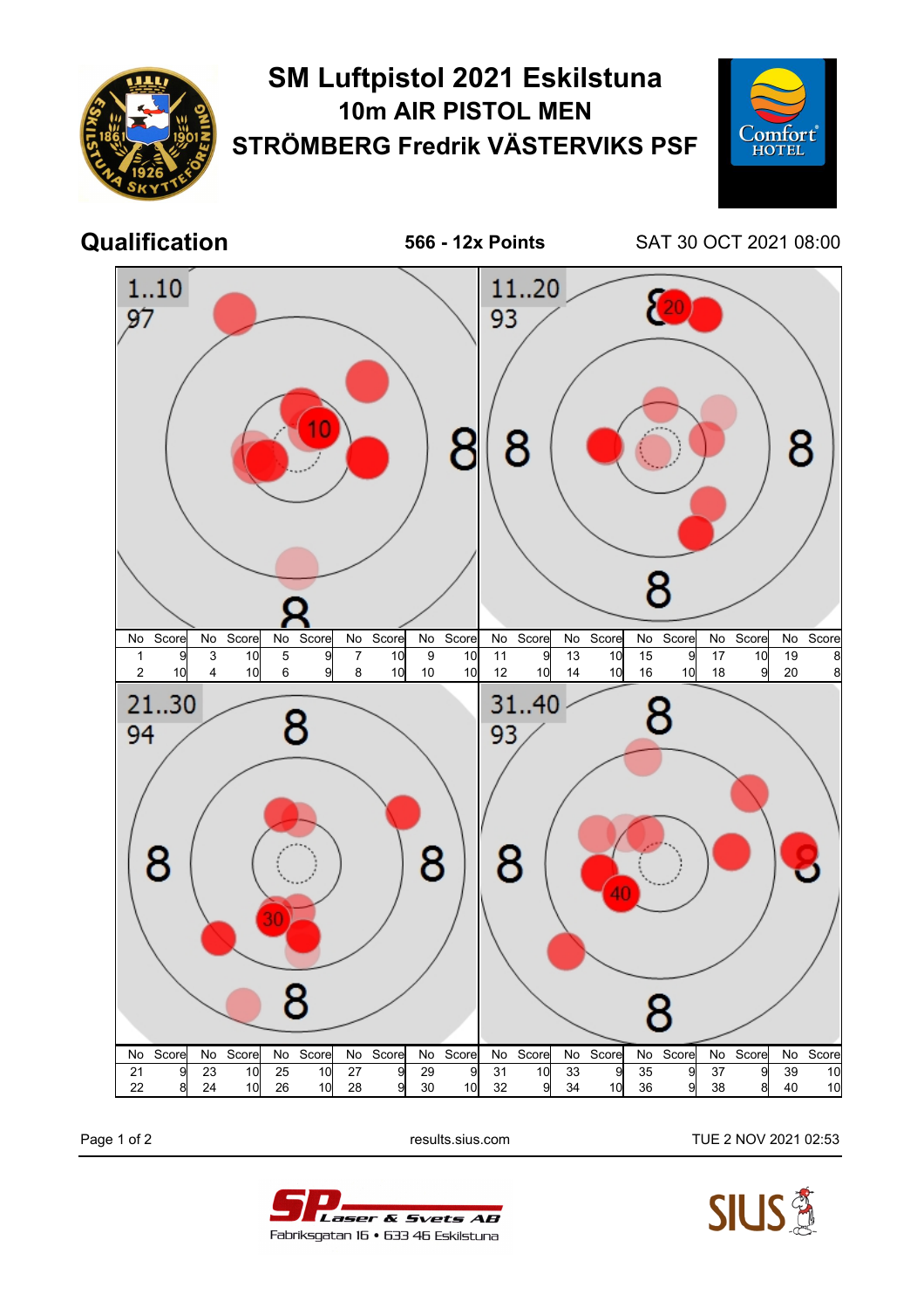# SM Luftpistol 2021 Eskilstuna

## 10m AIR PISTOL MEN

## STRÖMBERG Fredrik VÄSTERVIKS PSF

## Qualification

**566 - 12x Points**

SAT 30 OCT 2021 08:00

**1..10**
97

**11..20**
93

| No | Score | No | Score | No | Score | No | Score | No | Score | No | Score | No | Score | No | Score | No | Score | No | Score |
|---|---|---|---|---|---|---|---|---|---|---|---|---|---|---|---|---|---|---|---|
| 1 | 9 | 3 | 10 | 5 | 9 | 7 | 10 | 9 | 10 | 11 | 9 | 13 | 10 | 15 | 9 | 17 | 10 | 19 | 8 |
| 2 | 10 | 4 | 10 | 6 | 9 | 8 | 10 | 10 | 10 | 12 | 10 | 14 | 10 | 16 | 10 | 18 | 9 | 20 | 8 |

**21..30**
94

**31..40**
93

| No | Score | No | Score | No | Score | No | Score | No | Score | No | Score | No | Score | No | Score | No | Score | No | Score |
|---|---|---|---|---|---|---|---|---|---|---|---|---|---|---|---|---|---|---|---|
| 21 | 9 | 23 | 10 | 25 | 10 | 27 | 9 | 29 | 9 | 31 | 10 | 33 | 9 | 35 | 9 | 37 | 9 | 39 | 10 |
| 22 | 8 | 24 | 10 | 26 | 10 | 28 | 9 | 30 | 10 | 32 | 9 | 34 | 10 | 36 | 9 | 38 | 8 | 40 | 10 |

results.sius.com

TUE 2 NOV 2021 02:53

SP Laser & Svets AB
Fabriksgatan 16 • 633 46 Eskilstuna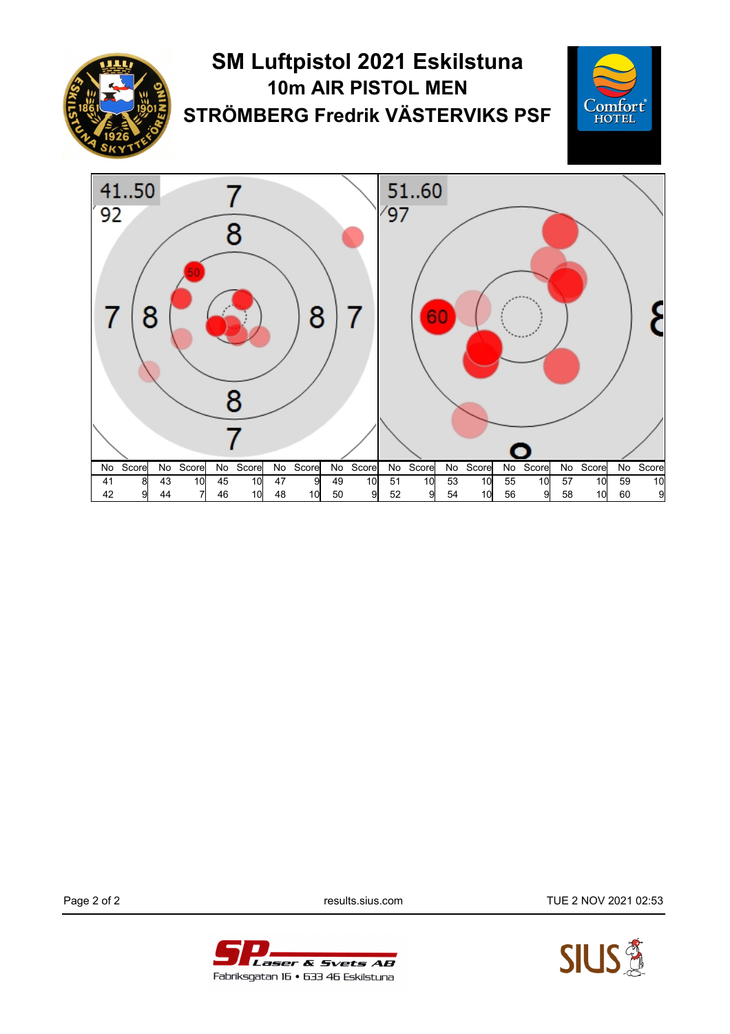# SM Luftpistol 2021 Eskilstuna

## 10m AIR PISTOL MEN

## STRÖMBERG Fredrik VÄSTERVIKS PSF

41..50
92

51..60
97

| No | Score | No | Score | No | Score | No | Score | No | Score | No | Score | No | Score | No | Score | No | Score | No | Score |
|---|---|---|---|---|---|---|---|---|---|---|---|---|---|---|---|---|---|---|---|
| 41 | 8 | 43 | 10 | 45 | 10 | 47 | 9 | 49 | 10 | 51 | 10 | 53 | 10 | 55 | 10 | 57 | 10 | 59 | 10 |
| 42 | 9 | 44 | 7 | 46 | 10 | 48 | 10 | 50 | 9 | 52 | 9 | 54 | 10 | 56 | 9 | 58 | 10 | 60 | 9 |

results.sius.com

TUE 2 NOV 2021 02:53

SP Laser & Svets AB
Fabriksgatan 16 • 633 46 Eskilstuna